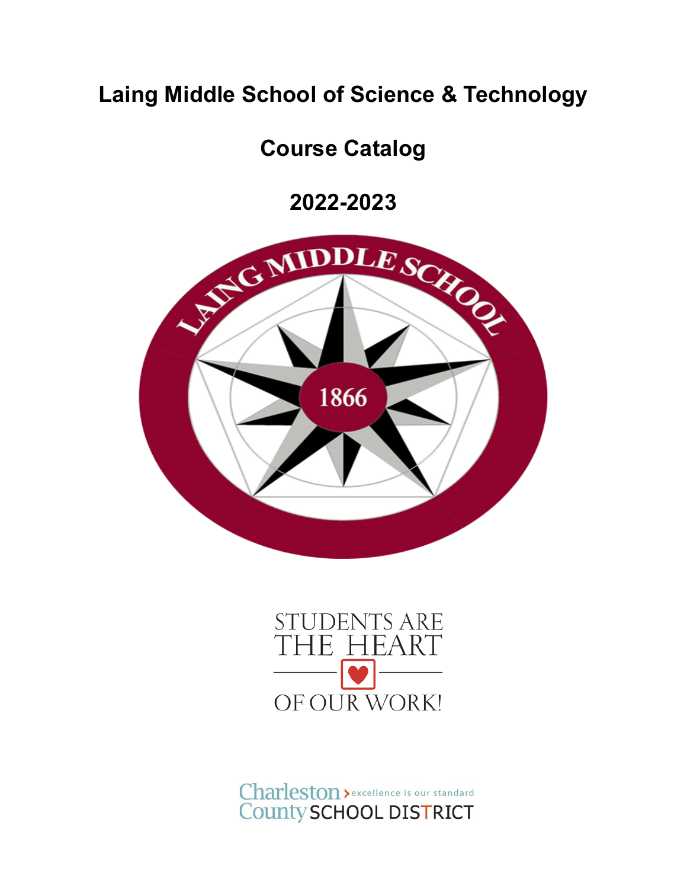# Laing Middle School of Science & Technology

## Course Catalog

## 2022-2023

LAING MIDDLE SCHOOL

1866

STUDENTS ARE THE HEART OF OUR WORK!

Charleston County SCHOOL DISTRICT › excellence is our standard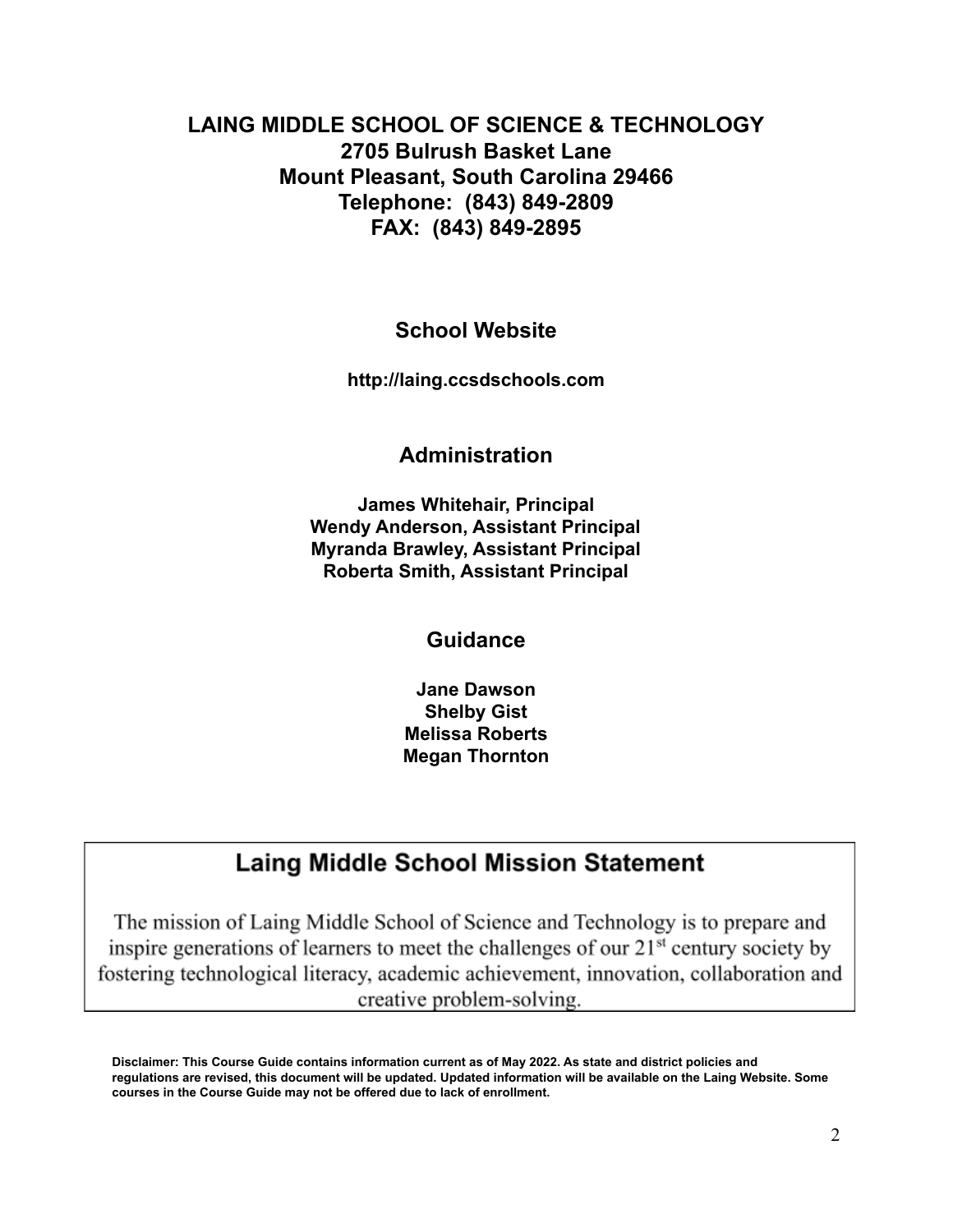**LAING MIDDLE SCHOOL OF SCIENCE & TECHNOLOGY**
**2705 Bulrush Basket Lane**
**Mount Pleasant, South Carolina 29466**
**Telephone: (843) 849-2809**
**FAX: (843) 849-2895**

## School Website

**http://laing.ccsdschools.com**

## Administration

**James Whitehair, Principal**
**Wendy Anderson, Assistant Principal**
**Myranda Brawley, Assistant Principal**
**Roberta Smith, Assistant Principal**

## Guidance

**Jane Dawson**
**Shelby Gist**
**Melissa Roberts**
**Megan Thornton**

## Laing Middle School Mission Statement

The mission of Laing Middle School of Science and Technology is to prepare and inspire generations of learners to meet the challenges of our 21st century society by fostering technological literacy, academic achievement, innovation, collaboration and creative problem-solving.

**Disclaimer: This Course Guide contains information current as of May 2022. As state and district policies and regulations are revised, this document will be updated. Updated information will be available on the Laing Website. Some courses in the Course Guide may not be offered due to lack of enrollment.**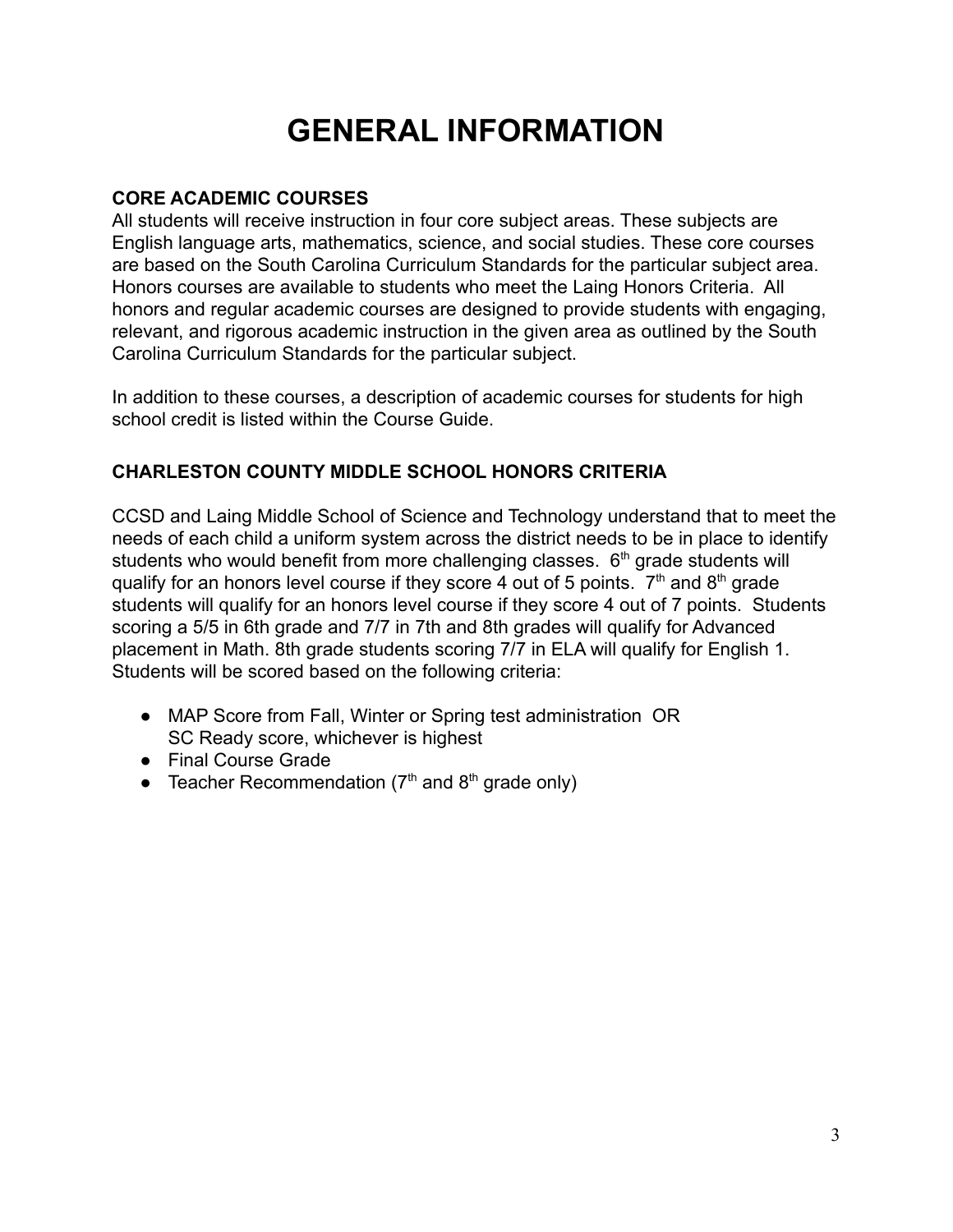# GENERAL INFORMATION

**CORE ACADEMIC COURSES**

All students will receive instruction in four core subject areas. These subjects are English language arts, mathematics, science, and social studies. These core courses are based on the South Carolina Curriculum Standards for the particular subject area. Honors courses are available to students who meet the Laing Honors Criteria. All honors and regular academic courses are designed to provide students with engaging, relevant, and rigorous academic instruction in the given area as outlined by the South Carolina Curriculum Standards for the particular subject.

In addition to these courses, a description of academic courses for students for high school credit is listed within the Course Guide.

**CHARLESTON COUNTY MIDDLE SCHOOL HONORS CRITERIA**

CCSD and Laing Middle School of Science and Technology understand that to meet the needs of each child a uniform system across the district needs to be in place to identify students who would benefit from more challenging classes. 6th grade students will qualify for an honors level course if they score 4 out of 5 points. 7th and 8th grade students will qualify for an honors level course if they score 4 out of 7 points. Students scoring a 5/5 in 6th grade and 7/7 in 7th and 8th grades will qualify for Advanced placement in Math. 8th grade students scoring 7/7 in ELA will qualify for English 1. Students will be scored based on the following criteria:

- MAP Score from Fall, Winter or Spring test administration OR SC Ready score, whichever is highest
- Final Course Grade
- Teacher Recommendation (7th and 8th grade only)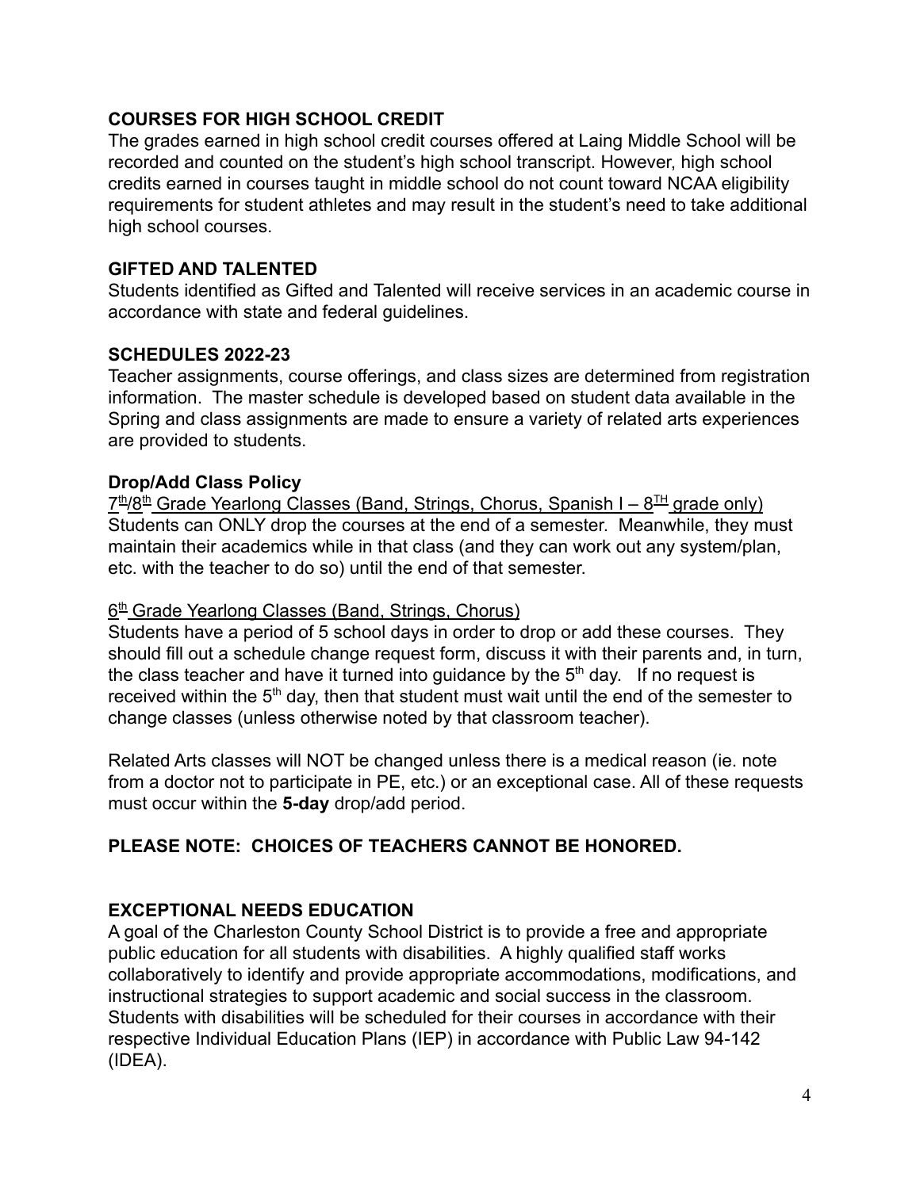## COURSES FOR HIGH SCHOOL CREDIT

The grades earned in high school credit courses offered at Laing Middle School will be recorded and counted on the student's high school transcript. However, high school credits earned in courses taught in middle school do not count toward NCAA eligibility requirements for student athletes and may result in the student's need to take additional high school courses.

## GIFTED AND TALENTED

Students identified as Gifted and Talented will receive services in an academic course in accordance with state and federal guidelines.

## SCHEDULES 2022-23

Teacher assignments, course offerings, and class sizes are determined from registration information. The master schedule is developed based on student data available in the Spring and class assignments are made to ensure a variety of related arts experiences are provided to students.

### Drop/Add Class Policy

7th/8th Grade Yearlong Classes (Band, Strings, Chorus, Spanish I – 8TH grade only)

Students can ONLY drop the courses at the end of a semester. Meanwhile, they must maintain their academics while in that class (and they can work out any system/plan, etc. with the teacher to do so) until the end of that semester.

6th Grade Yearlong Classes (Band, Strings, Chorus)

Students have a period of 5 school days in order to drop or add these courses. They should fill out a schedule change request form, discuss it with their parents and, in turn, the class teacher and have it turned into guidance by the 5th day. If no request is received within the 5th day, then that student must wait until the end of the semester to change classes (unless otherwise noted by that classroom teacher).

Related Arts classes will NOT be changed unless there is a medical reason (ie. note from a doctor not to participate in PE, etc.) or an exceptional case. All of these requests must occur within the **5-day** drop/add period.

**PLEASE NOTE: CHOICES OF TEACHERS CANNOT BE HONORED.**

## EXCEPTIONAL NEEDS EDUCATION

A goal of the Charleston County School District is to provide a free and appropriate public education for all students with disabilities. A highly qualified staff works collaboratively to identify and provide appropriate accommodations, modifications, and instructional strategies to support academic and social success in the classroom. Students with disabilities will be scheduled for their courses in accordance with their respective Individual Education Plans (IEP) in accordance with Public Law 94-142 (IDEA).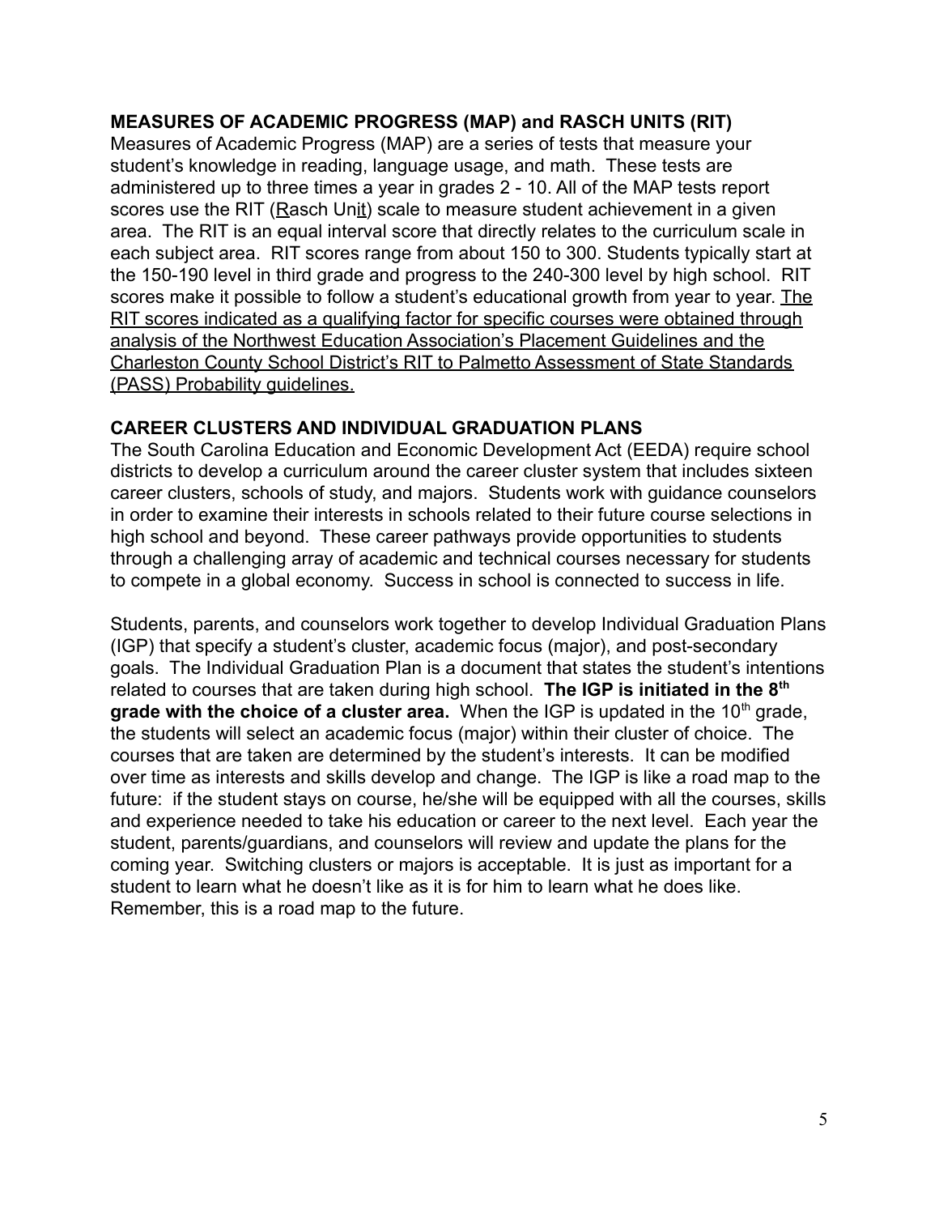## MEASURES OF ACADEMIC PROGRESS (MAP) and RASCH UNITS (RIT)

Measures of Academic Progress (MAP) are a series of tests that measure your student's knowledge in reading, language usage, and math. These tests are administered up to three times a year in grades 2 - 10. All of the MAP tests report scores use the RIT (Rasch Unit) scale to measure student achievement in a given area. The RIT is an equal interval score that directly relates to the curriculum scale in each subject area. RIT scores range from about 150 to 300. Students typically start at the 150-190 level in third grade and progress to the 240-300 level by high school. RIT scores make it possible to follow a student's educational growth from year to year. The RIT scores indicated as a qualifying factor for specific courses were obtained through analysis of the Northwest Education Association's Placement Guidelines and the Charleston County School District's RIT to Palmetto Assessment of State Standards (PASS) Probability guidelines.

## CAREER CLUSTERS AND INDIVIDUAL GRADUATION PLANS

The South Carolina Education and Economic Development Act (EEDA) require school districts to develop a curriculum around the career cluster system that includes sixteen career clusters, schools of study, and majors. Students work with guidance counselors in order to examine their interests in schools related to their future course selections in high school and beyond. These career pathways provide opportunities to students through a challenging array of academic and technical courses necessary for students to compete in a global economy. Success in school is connected to success in life.

Students, parents, and counselors work together to develop Individual Graduation Plans (IGP) that specify a student's cluster, academic focus (major), and post-secondary goals. The Individual Graduation Plan is a document that states the student's intentions related to courses that are taken during high school. **The IGP is initiated in the 8th grade with the choice of a cluster area.** When the IGP is updated in the 10th grade, the students will select an academic focus (major) within their cluster of choice. The courses that are taken are determined by the student's interests. It can be modified over time as interests and skills develop and change. The IGP is like a road map to the future: if the student stays on course, he/she will be equipped with all the courses, skills and experience needed to take his education or career to the next level. Each year the student, parents/guardians, and counselors will review and update the plans for the coming year. Switching clusters or majors is acceptable. It is just as important for a student to learn what he doesn't like as it is for him to learn what he does like. Remember, this is a road map to the future.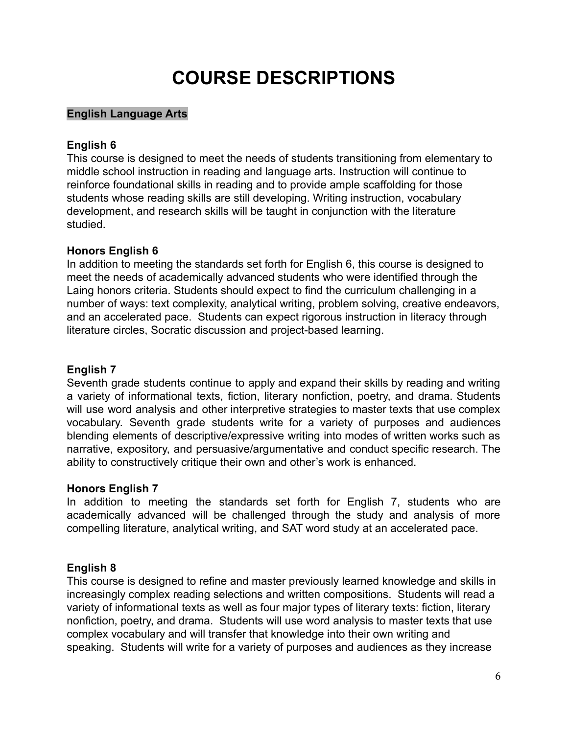# COURSE DESCRIPTIONS

## English Language Arts

### English 6

This course is designed to meet the needs of students transitioning from elementary to middle school instruction in reading and language arts. Instruction will continue to reinforce foundational skills in reading and to provide ample scaffolding for those students whose reading skills are still developing. Writing instruction, vocabulary development, and research skills will be taught in conjunction with the literature studied.

### Honors English 6

In addition to meeting the standards set forth for English 6, this course is designed to meet the needs of academically advanced students who were identified through the Laing honors criteria. Students should expect to find the curriculum challenging in a number of ways: text complexity, analytical writing, problem solving, creative endeavors, and an accelerated pace. Students can expect rigorous instruction in literacy through literature circles, Socratic discussion and project-based learning.

### English 7

Seventh grade students continue to apply and expand their skills by reading and writing a variety of informational texts, fiction, literary nonfiction, poetry, and drama. Students will use word analysis and other interpretive strategies to master texts that use complex vocabulary. Seventh grade students write for a variety of purposes and audiences blending elements of descriptive/expressive writing into modes of written works such as narrative, expository, and persuasive/argumentative and conduct specific research. The ability to constructively critique their own and other's work is enhanced.

### Honors English 7

In addition to meeting the standards set forth for English 7, students who are academically advanced will be challenged through the study and analysis of more compelling literature, analytical writing, and SAT word study at an accelerated pace.

### English 8

This course is designed to refine and master previously learned knowledge and skills in increasingly complex reading selections and written compositions. Students will read a variety of informational texts as well as four major types of literary texts: fiction, literary nonfiction, poetry, and drama. Students will use word analysis to master texts that use complex vocabulary and will transfer that knowledge into their own writing and speaking. Students will write for a variety of purposes and audiences as they increase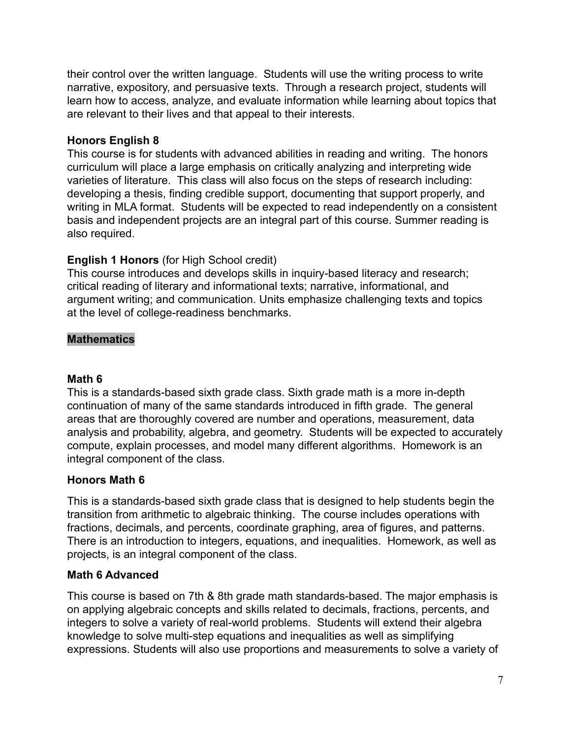their control over the written language. Students will use the writing process to write narrative, expository, and persuasive texts. Through a research project, students will learn how to access, analyze, and evaluate information while learning about topics that are relevant to their lives and that appeal to their interests.

**Honors English 8**

This course is for students with advanced abilities in reading and writing. The honors curriculum will place a large emphasis on critically analyzing and interpreting wide varieties of literature. This class will also focus on the steps of research including: developing a thesis, finding credible support, documenting that support properly, and writing in MLA format. Students will be expected to read independently on a consistent basis and independent projects are an integral part of this course. Summer reading is also required.

**English 1 Honors** (for High School credit)

This course introduces and develops skills in inquiry-based literacy and research; critical reading of literary and informational texts; narrative, informational, and argument writing; and communication. Units emphasize challenging texts and topics at the level of college-readiness benchmarks.

## Mathematics

**Math 6**

This is a standards-based sixth grade class. Sixth grade math is a more in-depth continuation of many of the same standards introduced in fifth grade. The general areas that are thoroughly covered are number and operations, measurement, data analysis and probability, algebra, and geometry. Students will be expected to accurately compute, explain processes, and model many different algorithms. Homework is an integral component of the class.

**Honors Math 6**

This is a standards-based sixth grade class that is designed to help students begin the transition from arithmetic to algebraic thinking. The course includes operations with fractions, decimals, and percents, coordinate graphing, area of figures, and patterns. There is an introduction to integers, equations, and inequalities. Homework, as well as projects, is an integral component of the class.

**Math 6 Advanced**

This course is based on 7th & 8th grade math standards-based. The major emphasis is on applying algebraic concepts and skills related to decimals, fractions, percents, and integers to solve a variety of real-world problems. Students will extend their algebra knowledge to solve multi-step equations and inequalities as well as simplifying expressions. Students will also use proportions and measurements to solve a variety of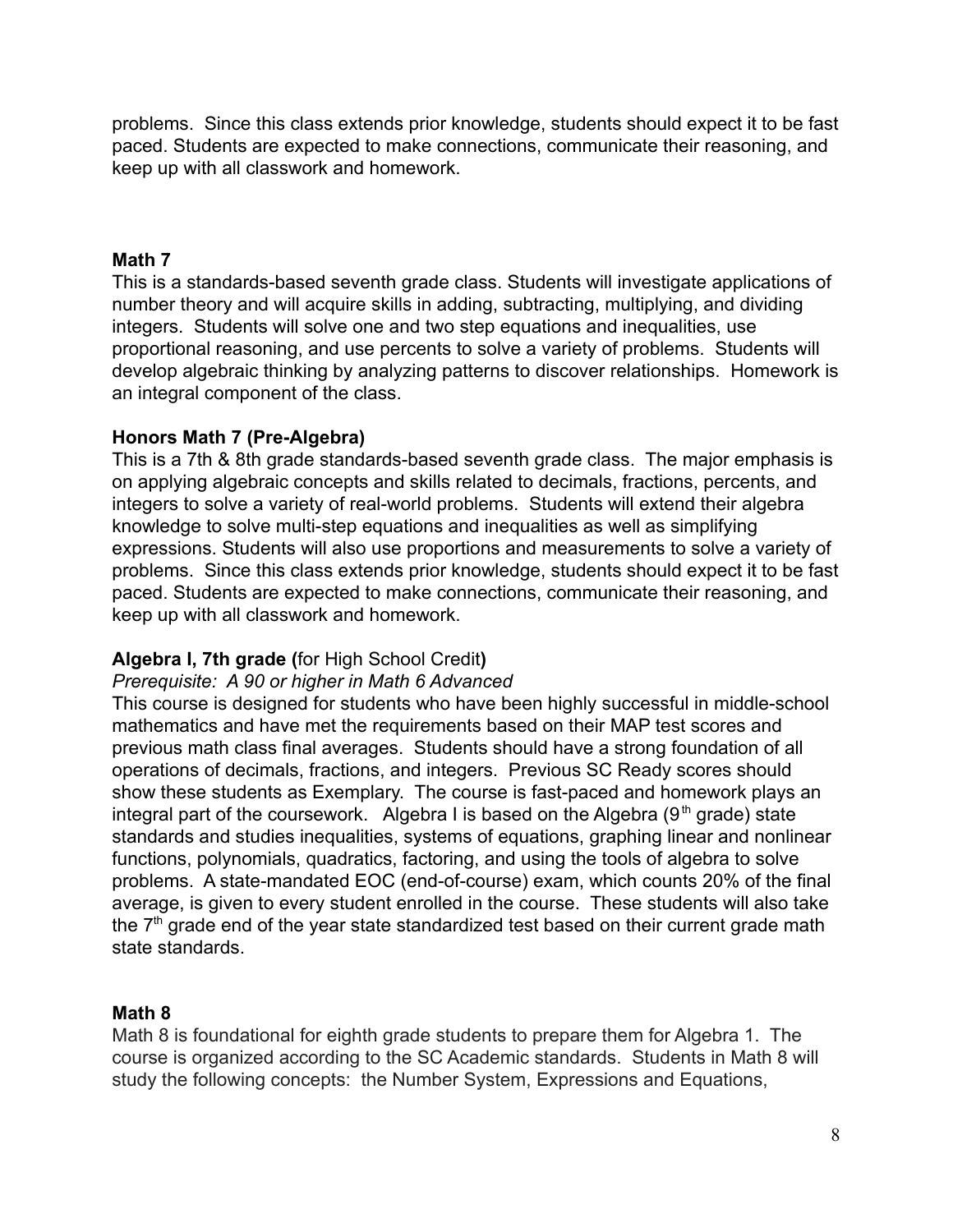problems. Since this class extends prior knowledge, students should expect it to be fast paced. Students are expected to make connections, communicate their reasoning, and keep up with all classwork and homework.

**Math 7**

This is a standards-based seventh grade class. Students will investigate applications of number theory and will acquire skills in adding, subtracting, multiplying, and dividing integers. Students will solve one and two step equations and inequalities, use proportional reasoning, and use percents to solve a variety of problems. Students will develop algebraic thinking by analyzing patterns to discover relationships. Homework is an integral component of the class.

**Honors Math 7 (Pre-Algebra)**

This is a 7th & 8th grade standards-based seventh grade class. The major emphasis is on applying algebraic concepts and skills related to decimals, fractions, percents, and integers to solve a variety of real-world problems. Students will extend their algebra knowledge to solve multi-step equations and inequalities as well as simplifying expressions. Students will also use proportions and measurements to solve a variety of problems. Since this class extends prior knowledge, students should expect it to be fast paced. Students are expected to make connections, communicate their reasoning, and keep up with all classwork and homework.

**Algebra I, 7th grade (**for High School Credit**)**

*Prerequisite: A 90 or higher in Math 6 Advanced*

This course is designed for students who have been highly successful in middle-school mathematics and have met the requirements based on their MAP test scores and previous math class final averages. Students should have a strong foundation of all operations of decimals, fractions, and integers. Previous SC Ready scores should show these students as Exemplary. The course is fast-paced and homework plays an integral part of the coursework. Algebra I is based on the Algebra (9th grade) state standards and studies inequalities, systems of equations, graphing linear and nonlinear functions, polynomials, quadratics, factoring, and using the tools of algebra to solve problems. A state-mandated EOC (end-of-course) exam, which counts 20% of the final average, is given to every student enrolled in the course. These students will also take the 7th grade end of the year state standardized test based on their current grade math state standards.

**Math 8**

Math 8 is foundational for eighth grade students to prepare them for Algebra 1. The course is organized according to the SC Academic standards. Students in Math 8 will study the following concepts: the Number System, Expressions and Equations,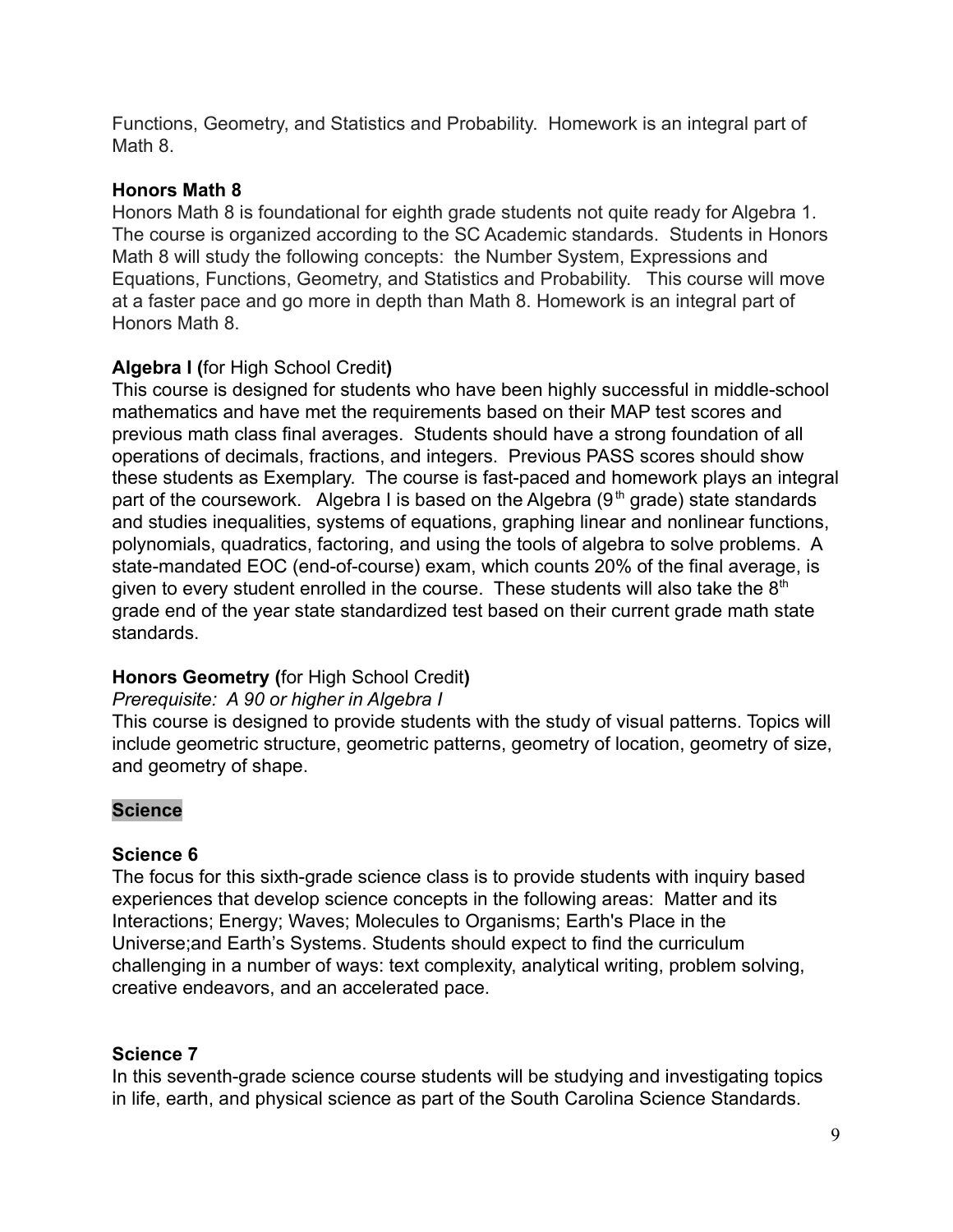Functions, Geometry, and Statistics and Probability.  Homework is an integral part of Math 8.

**Honors Math 8**

Honors Math 8 is foundational for eighth grade students not quite ready for Algebra 1. The course is organized according to the SC Academic standards.  Students in Honors Math 8 will study the following concepts:  the Number System, Expressions and Equations, Functions, Geometry, and Statistics and Probability.   This course will move at a faster pace and go more in depth than Math 8. Homework is an integral part of Honors Math 8.

**Algebra I (**for High School Credit**)**

This course is designed for students who have been highly successful in middle-school mathematics and have met the requirements based on their MAP test scores and previous math class final averages.  Students should have a strong foundation of all operations of decimals, fractions, and integers.  Previous PASS scores should show these students as Exemplary.  The course is fast-paced and homework plays an integral part of the coursework.   Algebra I is based on the Algebra (9th grade) state standards and studies inequalities, systems of equations, graphing linear and nonlinear functions, polynomials, quadratics, factoring, and using the tools of algebra to solve problems.  A state-mandated EOC (end-of-course) exam, which counts 20% of the final average, is given to every student enrolled in the course.  These students will also take the 8th grade end of the year state standardized test based on their current grade math state standards.

**Honors Geometry (**for High School Credit**)**

*Prerequisite:  A 90 or higher in Algebra I*

This course is designed to provide students with the study of visual patterns. Topics will include geometric structure, geometric patterns, geometry of location, geometry of size, and geometry of shape.

## Science

**Science 6**

The focus for this sixth-grade science class is to provide students with inquiry based experiences that develop science concepts in the following areas:  Matter and its Interactions; Energy; Waves; Molecules to Organisms; Earth's Place in the Universe;and Earth's Systems. Students should expect to find the curriculum challenging in a number of ways: text complexity, analytical writing, problem solving, creative endeavors, and an accelerated pace.

**Science 7**

In this seventh-grade science course students will be studying and investigating topics in life, earth, and physical science as part of the South Carolina Science Standards.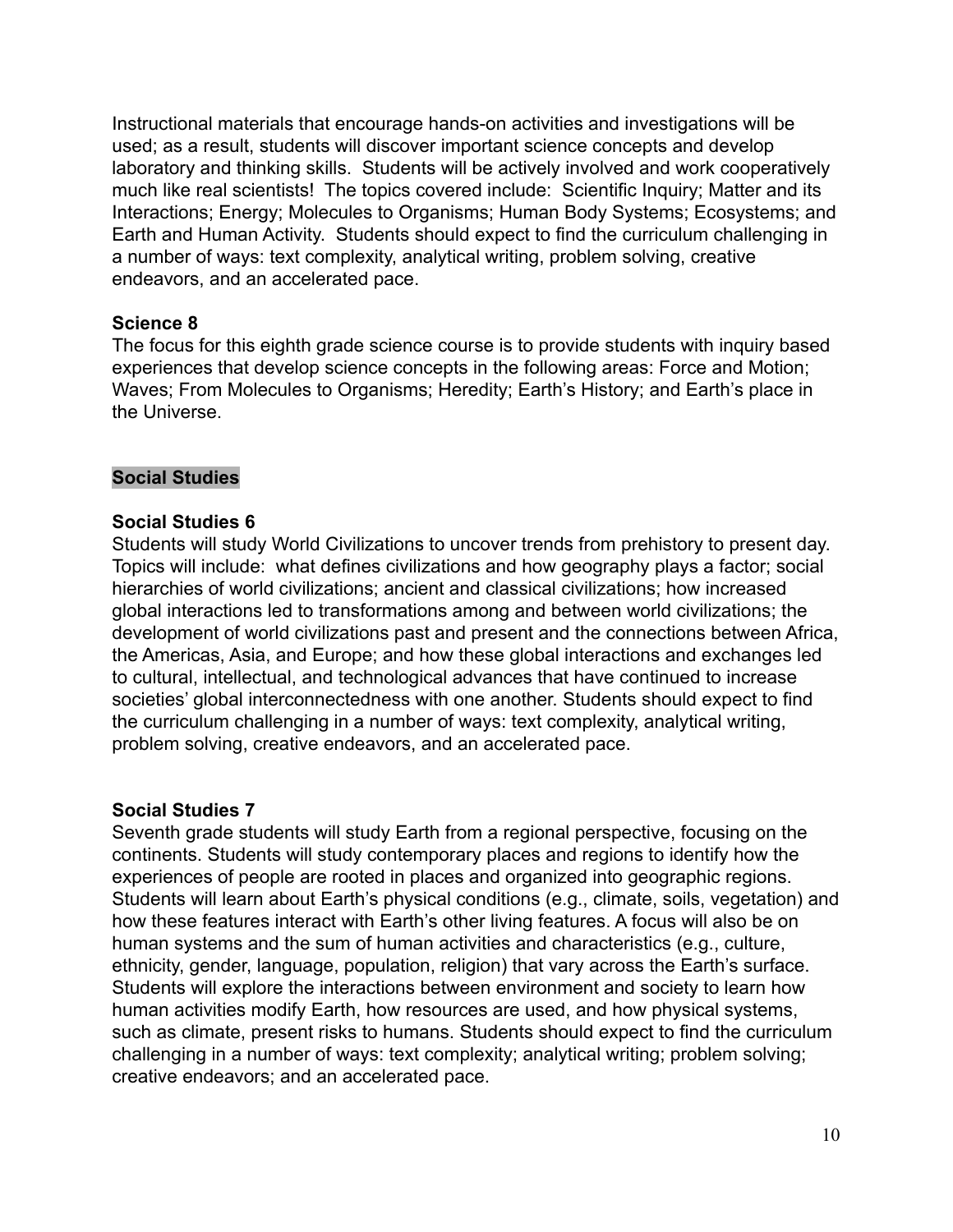Instructional materials that encourage hands-on activities and investigations will be used; as a result, students will discover important science concepts and develop laboratory and thinking skills. Students will be actively involved and work cooperatively much like real scientists! The topics covered include: Scientific Inquiry; Matter and its Interactions; Energy; Molecules to Organisms; Human Body Systems; Ecosystems; and Earth and Human Activity. Students should expect to find the curriculum challenging in a number of ways: text complexity, analytical writing, problem solving, creative endeavors, and an accelerated pace.

### Science 8

The focus for this eighth grade science course is to provide students with inquiry based experiences that develop science concepts in the following areas: Force and Motion; Waves; From Molecules to Organisms; Heredity; Earth's History; and Earth's place in the Universe.

## Social Studies

### Social Studies 6

Students will study World Civilizations to uncover trends from prehistory to present day. Topics will include: what defines civilizations and how geography plays a factor; social hierarchies of world civilizations; ancient and classical civilizations; how increased global interactions led to transformations among and between world civilizations; the development of world civilizations past and present and the connections between Africa, the Americas, Asia, and Europe; and how these global interactions and exchanges led to cultural, intellectual, and technological advances that have continued to increase societies' global interconnectedness with one another. Students should expect to find the curriculum challenging in a number of ways: text complexity, analytical writing, problem solving, creative endeavors, and an accelerated pace.

### Social Studies 7

Seventh grade students will study Earth from a regional perspective, focusing on the continents. Students will study contemporary places and regions to identify how the experiences of people are rooted in places and organized into geographic regions. Students will learn about Earth's physical conditions (e.g., climate, soils, vegetation) and how these features interact with Earth's other living features. A focus will also be on human systems and the sum of human activities and characteristics (e.g., culture, ethnicity, gender, language, population, religion) that vary across the Earth's surface. Students will explore the interactions between environment and society to learn how human activities modify Earth, how resources are used, and how physical systems, such as climate, present risks to humans. Students should expect to find the curriculum challenging in a number of ways: text complexity; analytical writing; problem solving; creative endeavors; and an accelerated pace.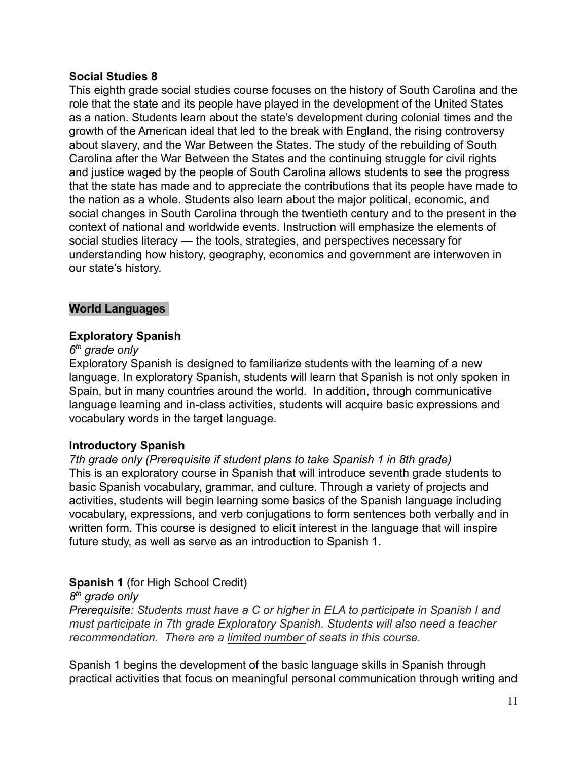**Social Studies 8**

This eighth grade social studies course focuses on the history of South Carolina and the role that the state and its people have played in the development of the United States as a nation. Students learn about the state's development during colonial times and the growth of the American ideal that led to the break with England, the rising controversy about slavery, and the War Between the States. The study of the rebuilding of South Carolina after the War Between the States and the continuing struggle for civil rights and justice waged by the people of South Carolina allows students to see the progress that the state has made and to appreciate the contributions that its people have made to the nation as a whole. Students also learn about the major political, economic, and social changes in South Carolina through the twentieth century and to the present in the context of national and worldwide events. Instruction will emphasize the elements of social studies literacy — the tools, strategies, and perspectives necessary for understanding how history, geography, economics and government are interwoven in our state's history.

## World Languages

**Exploratory Spanish**

*6th grade only*

Exploratory Spanish is designed to familiarize students with the learning of a new language. In exploratory Spanish, students will learn that Spanish is not only spoken in Spain, but in many countries around the world. In addition, through communicative language learning and in-class activities, students will acquire basic expressions and vocabulary words in the target language.

**Introductory Spanish**

*7th grade only (Prerequisite if student plans to take Spanish 1 in 8th grade)*

This is an exploratory course in Spanish that will introduce seventh grade students to basic Spanish vocabulary, grammar, and culture. Through a variety of projects and activities, students will begin learning some basics of the Spanish language including vocabulary, expressions, and verb conjugations to form sentences both verbally and in written form. This course is designed to elicit interest in the language that will inspire future study, as well as serve as an introduction to Spanish 1.

**Spanish 1** (for High School Credit)

*8th grade only*

*Prerequisite: Students must have a C or higher in ELA to participate in Spanish I and must participate in 7th grade Exploratory Spanish. Students will also need a teacher recommendation. There are a limited number of seats in this course.*

Spanish 1 begins the development of the basic language skills in Spanish through practical activities that focus on meaningful personal communication through writing and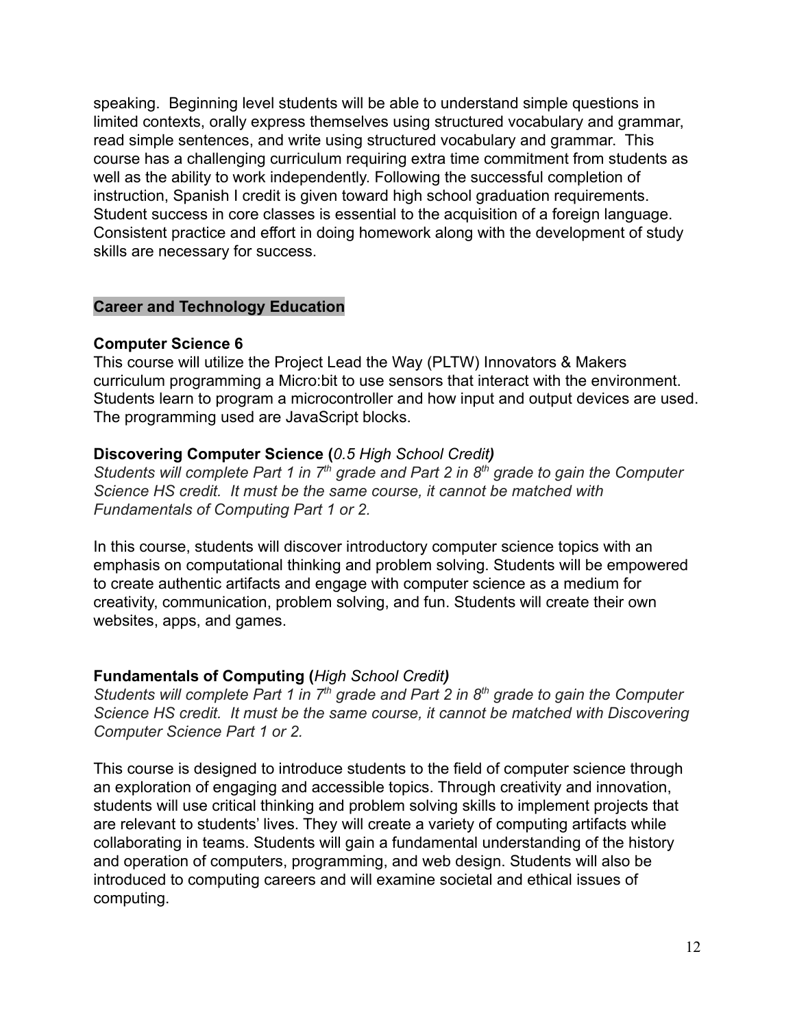speaking. Beginning level students will be able to understand simple questions in limited contexts, orally express themselves using structured vocabulary and grammar, read simple sentences, and write using structured vocabulary and grammar. This course has a challenging curriculum requiring extra time commitment from students as well as the ability to work independently. Following the successful completion of instruction, Spanish I credit is given toward high school graduation requirements. Student success in core classes is essential to the acquisition of a foreign language. Consistent practice and effort in doing homework along with the development of study skills are necessary for success.

## Career and Technology Education

### Computer Science 6

This course will utilize the Project Lead the Way (PLTW) Innovators & Makers curriculum programming a Micro:bit to use sensors that interact with the environment. Students learn to program a microcontroller and how input and output devices are used. The programming used are JavaScript blocks.

### Discovering Computer Science (*0.5 High School Credit*)

*Students will complete Part 1 in 7th grade and Part 2 in 8th grade to gain the Computer Science HS credit. It must be the same course, it cannot be matched with Fundamentals of Computing Part 1 or 2.*

In this course, students will discover introductory computer science topics with an emphasis on computational thinking and problem solving. Students will be empowered to create authentic artifacts and engage with computer science as a medium for creativity, communication, problem solving, and fun. Students will create their own websites, apps, and games.

### Fundamentals of Computing (*High School Credit*)

*Students will complete Part 1 in 7th grade and Part 2 in 8th grade to gain the Computer Science HS credit. It must be the same course, it cannot be matched with Discovering Computer Science Part 1 or 2.*

This course is designed to introduce students to the field of computer science through an exploration of engaging and accessible topics. Through creativity and innovation, students will use critical thinking and problem solving skills to implement projects that are relevant to students' lives. They will create a variety of computing artifacts while collaborating in teams. Students will gain a fundamental understanding of the history and operation of computers, programming, and web design. Students will also be introduced to computing careers and will examine societal and ethical issues of computing.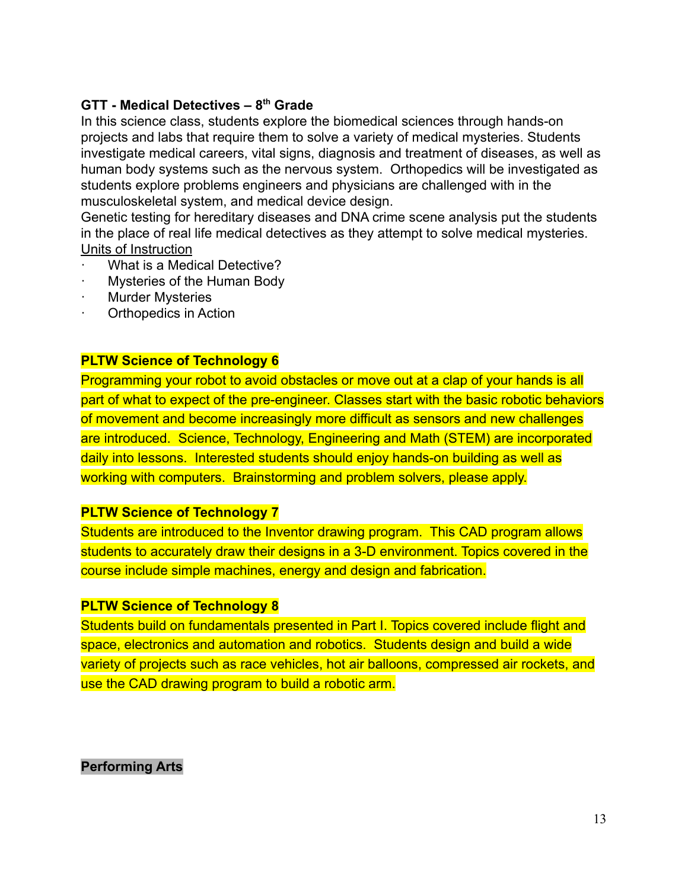**GTT - Medical Detectives – 8th Grade**

In this science class, students explore the biomedical sciences through hands-on projects and labs that require them to solve a variety of medical mysteries. Students investigate medical careers, vital signs, diagnosis and treatment of diseases, as well as human body systems such as the nervous system. Orthopedics will be investigated as students explore problems engineers and physicians are challenged with in the musculoskeletal system, and medical device design.

Genetic testing for hereditary diseases and DNA crime scene analysis put the students in the place of real life medical detectives as they attempt to solve medical mysteries.

Units of Instruction

- What is a Medical Detective?
- Mysteries of the Human Body
- Murder Mysteries
- Orthopedics in Action

**PLTW Science of Technology 6**

Programming your robot to avoid obstacles or move out at a clap of your hands is all part of what to expect of the pre-engineer. Classes start with the basic robotic behaviors of movement and become increasingly more difficult as sensors and new challenges are introduced. Science, Technology, Engineering and Math (STEM) are incorporated daily into lessons. Interested students should enjoy hands-on building as well as working with computers. Brainstorming and problem solvers, please apply.

**PLTW Science of Technology 7**

Students are introduced to the Inventor drawing program. This CAD program allows students to accurately draw their designs in a 3-D environment. Topics covered in the course include simple machines, energy and design and fabrication.

**PLTW Science of Technology 8**

Students build on fundamentals presented in Part I. Topics covered include flight and space, electronics and automation and robotics. Students design and build a wide variety of projects such as race vehicles, hot air balloons, compressed air rockets, and use the CAD drawing program to build a robotic arm.

**Performing Arts**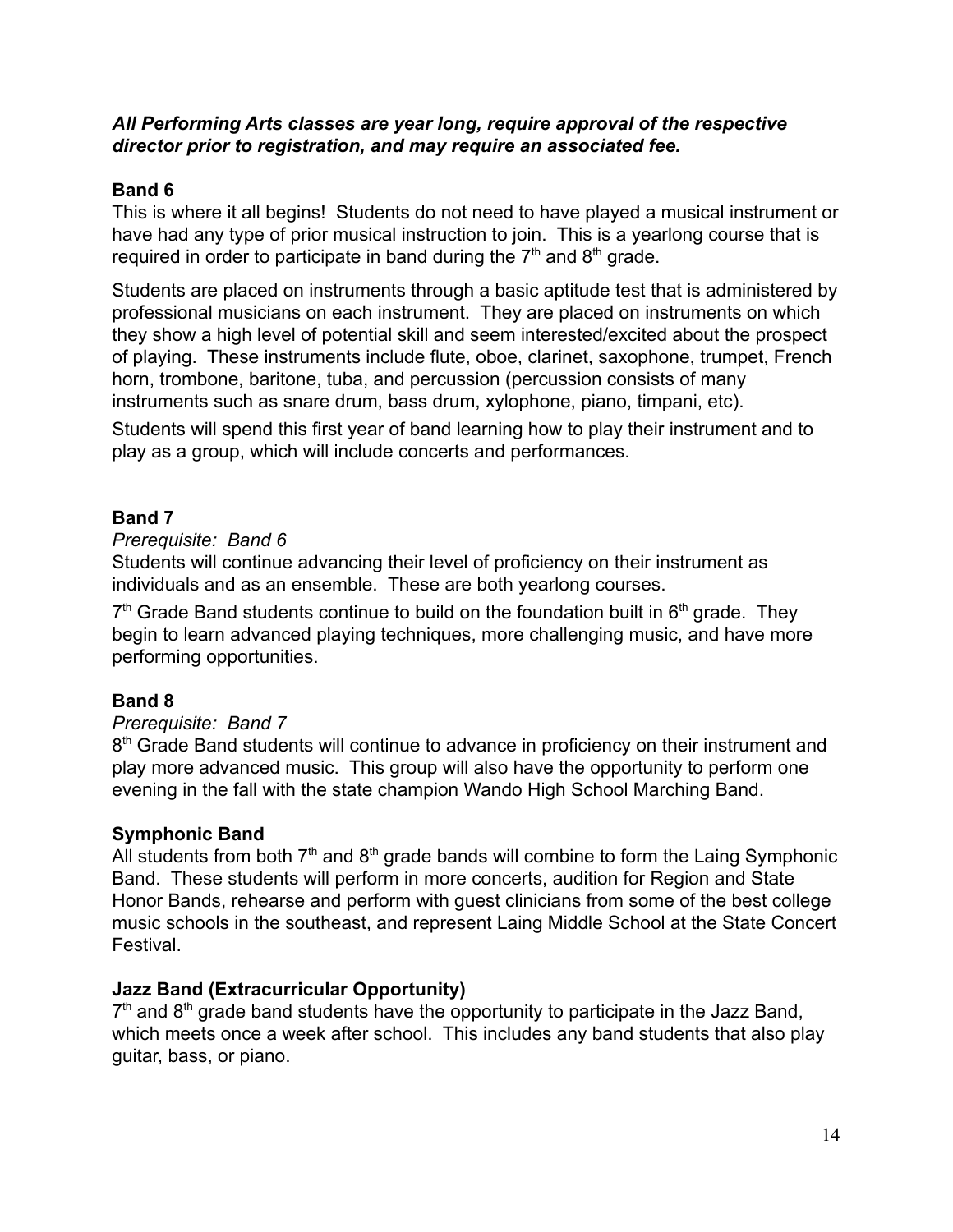***All Performing Arts classes are year long, require approval of the respective director prior to registration, and may require an associated fee.***

**Band 6**

This is where it all begins! Students do not need to have played a musical instrument or have had any type of prior musical instruction to join. This is a yearlong course that is required in order to participate in band during the 7th and 8th grade.

Students are placed on instruments through a basic aptitude test that is administered by professional musicians on each instrument. They are placed on instruments on which they show a high level of potential skill and seem interested/excited about the prospect of playing. These instruments include flute, oboe, clarinet, saxophone, trumpet, French horn, trombone, baritone, tuba, and percussion (percussion consists of many instruments such as snare drum, bass drum, xylophone, piano, timpani, etc).

Students will spend this first year of band learning how to play their instrument and to play as a group, which will include concerts and performances.

**Band 7**

*Prerequisite: Band 6*

Students will continue advancing their level of proficiency on their instrument as individuals and as an ensemble. These are both yearlong courses.

7th Grade Band students continue to build on the foundation built in 6th grade. They begin to learn advanced playing techniques, more challenging music, and have more performing opportunities.

**Band 8**

*Prerequisite: Band 7*

8th Grade Band students will continue to advance in proficiency on their instrument and play more advanced music. This group will also have the opportunity to perform one evening in the fall with the state champion Wando High School Marching Band.

**Symphonic Band**

All students from both 7th and 8th grade bands will combine to form the Laing Symphonic Band. These students will perform in more concerts, audition for Region and State Honor Bands, rehearse and perform with guest clinicians from some of the best college music schools in the southeast, and represent Laing Middle School at the State Concert Festival.

**Jazz Band (Extracurricular Opportunity)**

7th and 8th grade band students have the opportunity to participate in the Jazz Band, which meets once a week after school. This includes any band students that also play guitar, bass, or piano.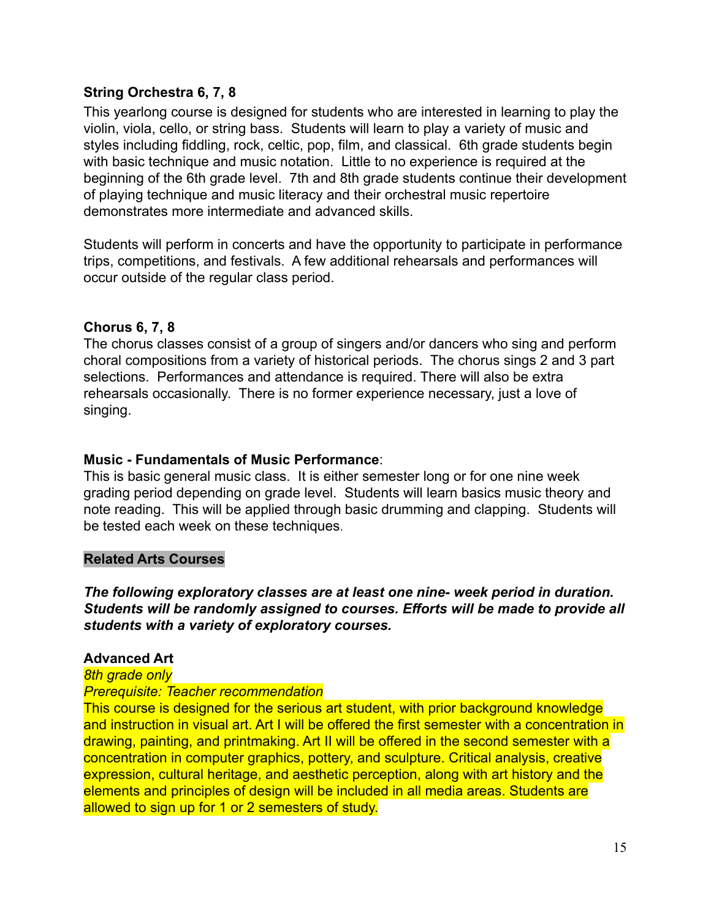**String Orchestra 6, 7, 8**

This yearlong course is designed for students who are interested in learning to play the violin, viola, cello, or string bass. Students will learn to play a variety of music and styles including fiddling, rock, celtic, pop, film, and classical. 6th grade students begin with basic technique and music notation. Little to no experience is required at the beginning of the 6th grade level. 7th and 8th grade students continue their development of playing technique and music literacy and their orchestral music repertoire demonstrates more intermediate and advanced skills.

Students will perform in concerts and have the opportunity to participate in performance trips, competitions, and festivals. A few additional rehearsals and performances will occur outside of the regular class period.

**Chorus 6, 7, 8**

The chorus classes consist of a group of singers and/or dancers who sing and perform choral compositions from a variety of historical periods. The chorus sings 2 and 3 part selections. Performances and attendance is required. There will also be extra rehearsals occasionally. There is no former experience necessary, just a love of singing.

**Music - Fundamentals of Music Performance**:

This is basic general music class. It is either semester long or for one nine week grading period depending on grade level. Students will learn basics music theory and note reading. This will be applied through basic drumming and clapping. Students will be tested each week on these techniques.

**Related Arts Courses**

***The following exploratory classes are at least one nine- week period in duration. Students will be randomly assigned to courses. Efforts will be made to provide all students with a variety of exploratory courses.***

**Advanced Art**

*8th grade only*

*Prerequisite: Teacher recommendation*

This course is designed for the serious art student, with prior background knowledge and instruction in visual art. Art I will be offered the first semester with a concentration in drawing, painting, and printmaking. Art II will be offered in the second semester with a concentration in computer graphics, pottery, and sculpture. Critical analysis, creative expression, cultural heritage, and aesthetic perception, along with art history and the elements and principles of design will be included in all media areas. Students are allowed to sign up for 1 or 2 semesters of study.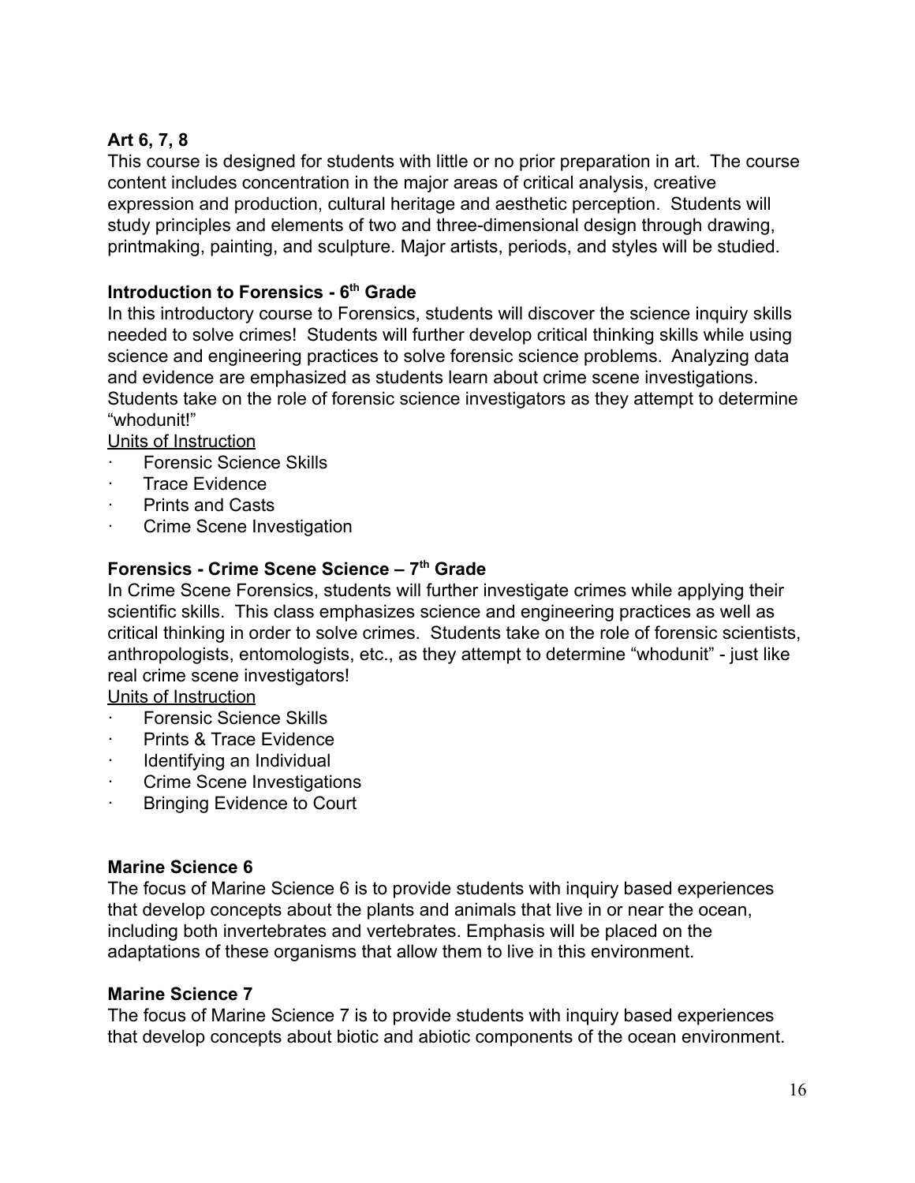**Art 6, 7, 8**

This course is designed for students with little or no prior preparation in art. The course content includes concentration in the major areas of critical analysis, creative expression and production, cultural heritage and aesthetic perception. Students will study principles and elements of two and three-dimensional design through drawing, printmaking, painting, and sculpture. Major artists, periods, and styles will be studied.

**Introduction to Forensics - 6th Grade**

In this introductory course to Forensics, students will discover the science inquiry skills needed to solve crimes! Students will further develop critical thinking skills while using science and engineering practices to solve forensic science problems. Analyzing data and evidence are emphasized as students learn about crime scene investigations. Students take on the role of forensic science investigators as they attempt to determine "whodunit!"

Units of Instruction

- Forensic Science Skills
- Trace Evidence
- Prints and Casts
- Crime Scene Investigation

**Forensics - Crime Scene Science – 7th Grade**

In Crime Scene Forensics, students will further investigate crimes while applying their scientific skills. This class emphasizes science and engineering practices as well as critical thinking in order to solve crimes. Students take on the role of forensic scientists, anthropologists, entomologists, etc., as they attempt to determine "whodunit" - just like real crime scene investigators!

Units of Instruction

- Forensic Science Skills
- Prints & Trace Evidence
- Identifying an Individual
- Crime Scene Investigations
- Bringing Evidence to Court

**Marine Science 6**

The focus of Marine Science 6 is to provide students with inquiry based experiences that develop concepts about the plants and animals that live in or near the ocean, including both invertebrates and vertebrates. Emphasis will be placed on the adaptations of these organisms that allow them to live in this environment.

**Marine Science 7**

The focus of Marine Science 7 is to provide students with inquiry based experiences that develop concepts about biotic and abiotic components of the ocean environment.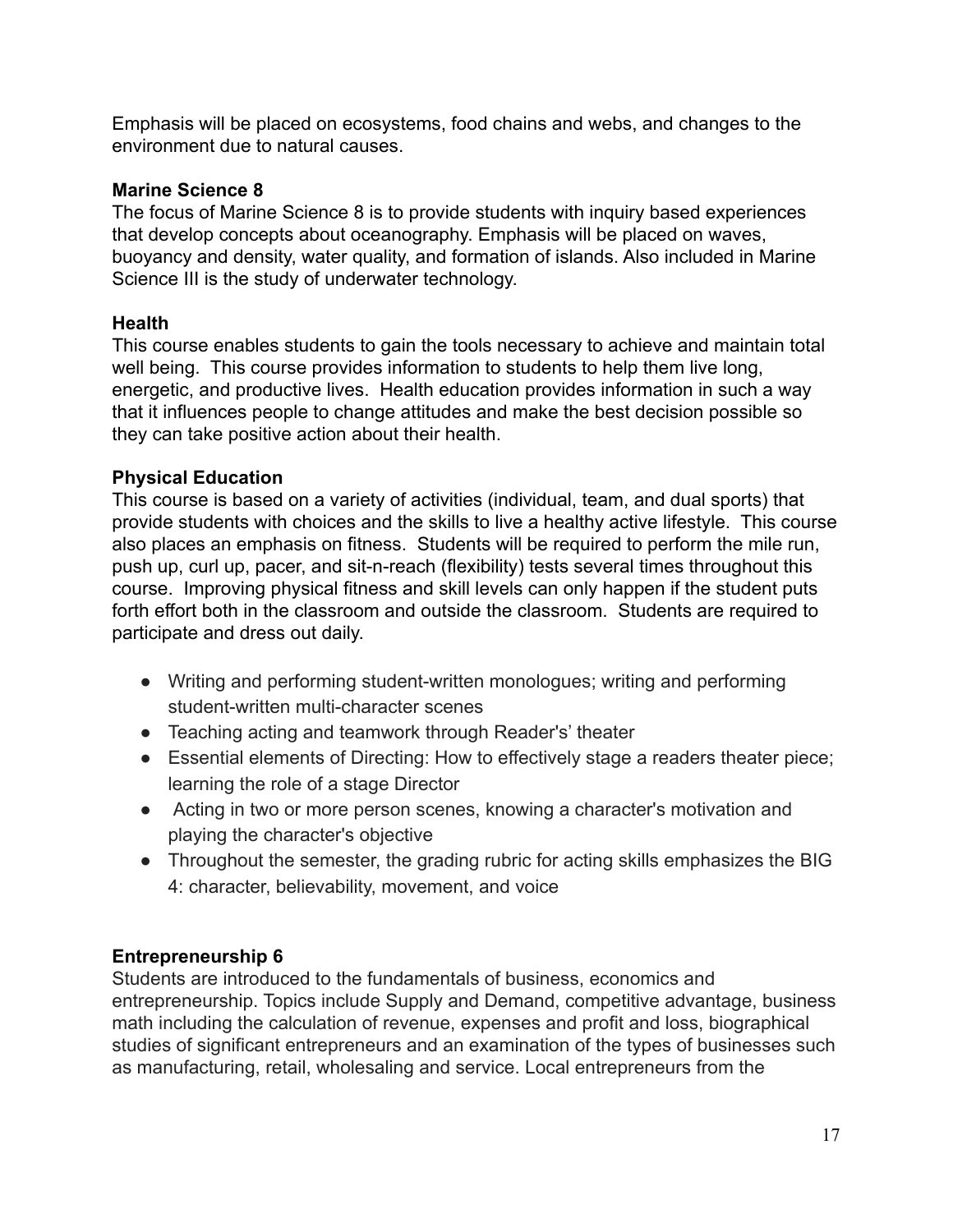Emphasis will be placed on ecosystems, food chains and webs, and changes to the environment due to natural causes.

**Marine Science 8**

The focus of Marine Science 8 is to provide students with inquiry based experiences that develop concepts about oceanography. Emphasis will be placed on waves, buoyancy and density, water quality, and formation of islands. Also included in Marine Science III is the study of underwater technology.

**Health**

This course enables students to gain the tools necessary to achieve and maintain total well being. This course provides information to students to help them live long, energetic, and productive lives. Health education provides information in such a way that it influences people to change attitudes and make the best decision possible so they can take positive action about their health.

**Physical Education**

This course is based on a variety of activities (individual, team, and dual sports) that provide students with choices and the skills to live a healthy active lifestyle. This course also places an emphasis on fitness. Students will be required to perform the mile run, push up, curl up, pacer, and sit-n-reach (flexibility) tests several times throughout this course. Improving physical fitness and skill levels can only happen if the student puts forth effort both in the classroom and outside the classroom. Students are required to participate and dress out daily.

- Writing and performing student-written monologues; writing and performing student-written multi-character scenes
- Teaching acting and teamwork through Reader's' theater
- Essential elements of Directing: How to effectively stage a readers theater piece; learning the role of a stage Director
- Acting in two or more person scenes, knowing a character's motivation and playing the character's objective
- Throughout the semester, the grading rubric for acting skills emphasizes the BIG 4: character, believability, movement, and voice

**Entrepreneurship 6**

Students are introduced to the fundamentals of business, economics and entrepreneurship. Topics include Supply and Demand, competitive advantage, business math including the calculation of revenue, expenses and profit and loss, biographical studies of significant entrepreneurs and an examination of the types of businesses such as manufacturing, retail, wholesaling and service. Local entrepreneurs from the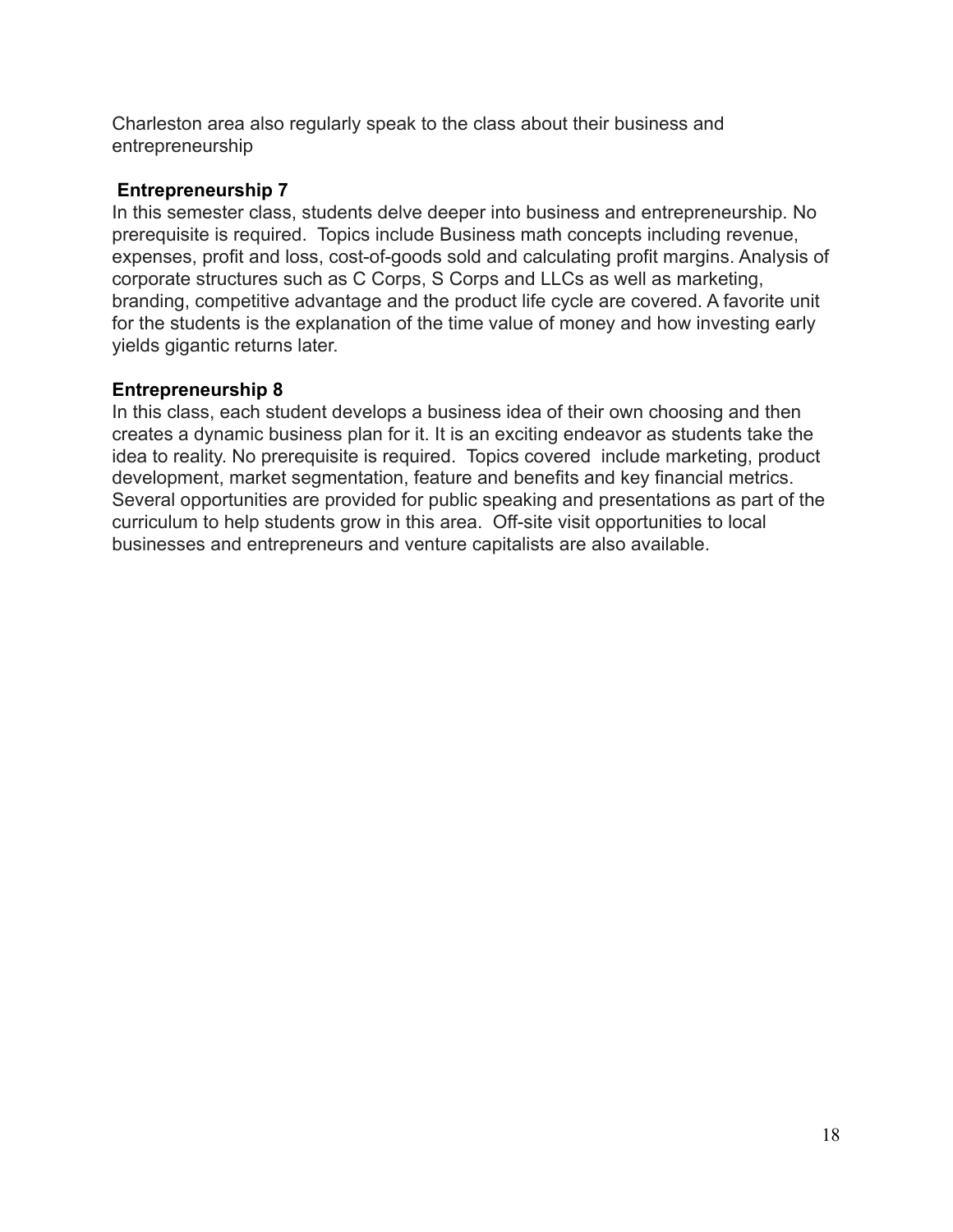Charleston area also regularly speak to the class about their business and entrepreneurship

**Entrepreneurship 7**

In this semester class, students delve deeper into business and entrepreneurship. No prerequisite is required. Topics include Business math concepts including revenue, expenses, profit and loss, cost-of-goods sold and calculating profit margins. Analysis of corporate structures such as C Corps, S Corps and LLCs as well as marketing, branding, competitive advantage and the product life cycle are covered. A favorite unit for the students is the explanation of the time value of money and how investing early yields gigantic returns later.

**Entrepreneurship 8**

In this class, each student develops a business idea of their own choosing and then creates a dynamic business plan for it. It is an exciting endeavor as students take the idea to reality. No prerequisite is required. Topics covered include marketing, product development, market segmentation, feature and benefits and key financial metrics. Several opportunities are provided for public speaking and presentations as part of the curriculum to help students grow in this area. Off-site visit opportunities to local businesses and entrepreneurs and venture capitalists are also available.